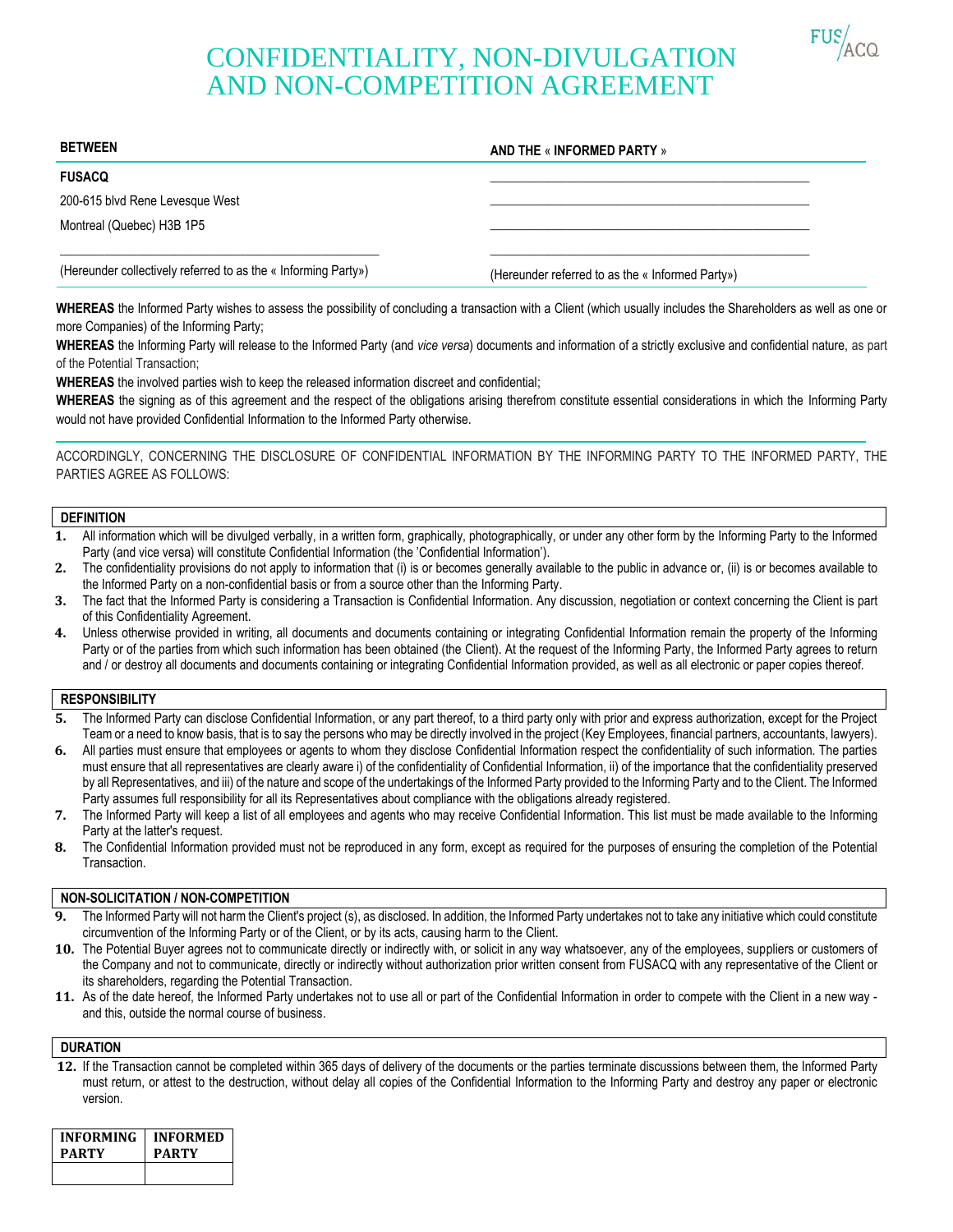# CONFIDENTIALITY, NON-DIVULGATION AND NON-COMPETITION AGREEMENT

FUS/ACQ

| BETWEEN | AND THE « INFORMED PARTY » |
| --- | --- |
| **FUSACQ** | ___________________________________________ |
| 200-615 blvd Rene Levesque West | ___________________________________________ |
| Montreal (Quebec) H3B 1P5 | ___________________________________________ |
| ___________________________________________ | ___________________________________________ |
| (Hereunder collectively referred to as the « Informing Party») | (Hereunder referred to as the « Informed Party») |

**WHEREAS** the Informed Party wishes to assess the possibility of concluding a transaction with a Client (which usually includes the Shareholders as well as one or more Companies) of the Informing Party;

**WHEREAS** the Informing Party will release to the Informed Party (and *vice versa*) documents and information of a strictly exclusive and confidential nature, as part of the Potential Transaction;

**WHEREAS** the involved parties wish to keep the released information discreet and confidential;

**WHEREAS** the signing as of this agreement and the respect of the obligations arising therefrom constitute essential considerations in which the Informing Party would not have provided Confidential Information to the Informed Party otherwise.

ACCORDINGLY, CONCERNING THE DISCLOSURE OF CONFIDENTIAL INFORMATION BY THE INFORMING PARTY TO THE INFORMED PARTY, THE PARTIES AGREE AS FOLLOWS:

## DEFINITION

1. All information which will be divulged verbally, in a written form, graphically, photographically, or under any other form by the Informing Party to the Informed Party (and vice versa) will constitute Confidential Information (the 'Confidential Information').
2. The confidentiality provisions do not apply to information that (i) is or becomes generally available to the public in advance or, (ii) is or becomes available to the Informed Party on a non-confidential basis or from a source other than the Informing Party.
3. The fact that the Informed Party is considering a Transaction is Confidential Information. Any discussion, negotiation or context concerning the Client is part of this Confidentiality Agreement.
4. Unless otherwise provided in writing, all documents and documents containing or integrating Confidential Information remain the property of the Informing Party or of the parties from which such information has been obtained (the Client). At the request of the Informing Party, the Informed Party agrees to return and / or destroy all documents and documents containing or integrating Confidential Information provided, as well as all electronic or paper copies thereof.

## RESPONSIBILITY

5. The Informed Party can disclose Confidential Information, or any part thereof, to a third party only with prior and express authorization, except for the Project Team or a need to know basis, that is to say the persons who may be directly involved in the project (Key Employees, financial partners, accountants, lawyers).
6. All parties must ensure that employees or agents to whom they disclose Confidential Information respect the confidentiality of such information. The parties must ensure that all representatives are clearly aware i) of the confidentiality of Confidential Information, ii) of the importance that the confidentiality preserved by all Representatives, and iii) of the nature and scope of the undertakings of the Informed Party provided to the Informing Party and to the Client. The Informed Party assumes full responsibility for all its Representatives about compliance with the obligations already registered.
7. The Informed Party will keep a list of all employees and agents who may receive Confidential Information. This list must be made available to the Informing Party at the latter's request.
8. The Confidential Information provided must not be reproduced in any form, except as required for the purposes of ensuring the completion of the Potential Transaction.

## NON-SOLICITATION / NON-COMPETITION

9. The Informed Party will not harm the Client's project (s), as disclosed. In addition, the Informed Party undertakes not to take any initiative which could constitute circumvention of the Informing Party or of the Client, or by its acts, causing harm to the Client.
10. The Potential Buyer agrees not to communicate directly or indirectly with, or solicit in any way whatsoever, any of the employees, suppliers or customers of the Company and not to communicate, directly or indirectly without authorization prior written consent from FUSACQ with any representative of the Client or its shareholders, regarding the Potential Transaction.
11. As of the date hereof, the Informed Party undertakes not to use all or part of the Confidential Information in order to compete with the Client in a new way - and this, outside the normal course of business.

## DURATION

12. If the Transaction cannot be completed within 365 days of delivery of the documents or the parties terminate discussions between them, the Informed Party must return, or attest to the destruction, without delay all copies of the Confidential Information to the Informing Party and destroy any paper or electronic version.

| INFORMING PARTY | INFORMED PARTY |
| --- | --- |
| | |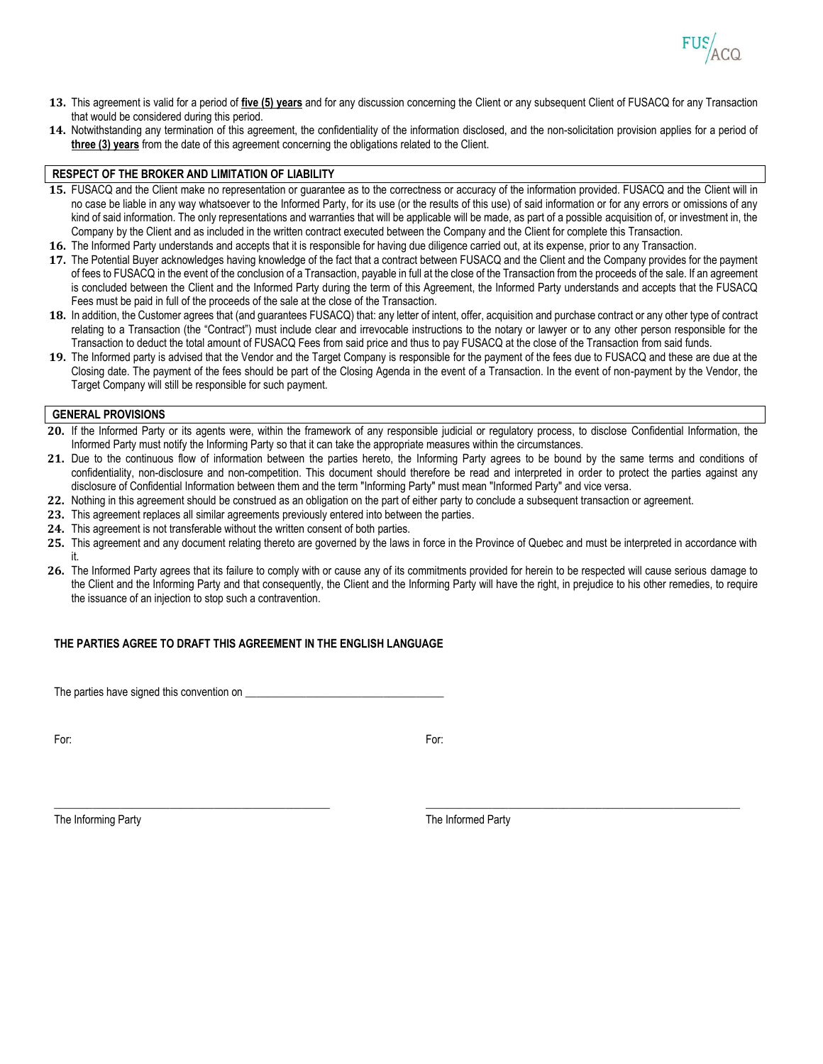13. This agreement is valid for a period of **five (5) years** and for any discussion concerning the Client or any subsequent Client of FUSACQ for any Transaction that would be considered during this period.
14. Notwithstanding any termination of this agreement, the confidentiality of the information disclosed, and the non-solicitation provision applies for a period of **three (3) years** from the date of this agreement concerning the obligations related to the Client.

## RESPECT OF THE BROKER AND LIMITATION OF LIABILITY

15. FUSACQ and the Client make no representation or guarantee as to the correctness or accuracy of the information provided. FUSACQ and the Client will in no case be liable in any way whatsoever to the Informed Party, for its use (or the results of this use) of said information or for any errors or omissions of any kind of said information. The only representations and warranties that will be applicable will be made, as part of a possible acquisition of, or investment in, the Company by the Client and as included in the written contract executed between the Company and the Client for complete this Transaction.
16. The Informed Party understands and accepts that it is responsible for having due diligence carried out, at its expense, prior to any Transaction.
17. The Potential Buyer acknowledges having knowledge of the fact that a contract between FUSACQ and the Client and the Company provides for the payment of fees to FUSACQ in the event of the conclusion of a Transaction, payable in full at the close of the Transaction from the proceeds of the sale. If an agreement is concluded between the Client and the Informed Party during the term of this Agreement, the Informed Party understands and accepts that the FUSACQ Fees must be paid in full of the proceeds of the sale at the close of the Transaction.
18. In addition, the Customer agrees that (and guarantees FUSACQ) that: any letter of intent, offer, acquisition and purchase contract or any other type of contract relating to a Transaction (the "Contract") must include clear and irrevocable instructions to the notary or lawyer or to any other person responsible for the Transaction to deduct the total amount of FUSACQ Fees from said price and thus to pay FUSACQ at the close of the Transaction from said funds.
19. The Informed party is advised that the Vendor and the Target Company is responsible for the payment of the fees due to FUSACQ and these are due at the Closing date. The payment of the fees should be part of the Closing Agenda in the event of a Transaction. In the event of non-payment by the Vendor, the Target Company will still be responsible for such payment.

## GENERAL PROVISIONS

20. If the Informed Party or its agents were, within the framework of any responsible judicial or regulatory process, to disclose Confidential Information, the Informed Party must notify the Informing Party so that it can take the appropriate measures within the circumstances.
21. Due to the continuous flow of information between the parties hereto, the Informing Party agrees to be bound by the same terms and conditions of confidentiality, non-disclosure and non-competition. This document should therefore be read and interpreted in order to protect the parties against any disclosure of Confidential Information between them and the term "Informing Party" must mean "Informed Party" and vice versa.
22. Nothing in this agreement should be construed as an obligation on the part of either party to conclude a subsequent transaction or agreement.
23. This agreement replaces all similar agreements previously entered into between the parties.
24. This agreement is not transferable without the written consent of both parties.
25. This agreement and any document relating thereto are governed by the laws in force in the Province of Quebec and must be interpreted in accordance with it.
26. The Informed Party agrees that its failure to comply with or cause any of its commitments provided for herein to be respected will cause serious damage to the Client and the Informing Party and that consequently, the Client and the Informing Party will have the right, in prejudice to his other remedies, to require the issuance of an injection to stop such a contravention.

**THE PARTIES AGREE TO DRAFT THIS AGREEMENT IN THE ENGLISH LANGUAGE**

The parties have signed this convention on ___________________________________

For:

___________________________________________________

The Informing Party

For:

___________________________________________________

The Informed Party